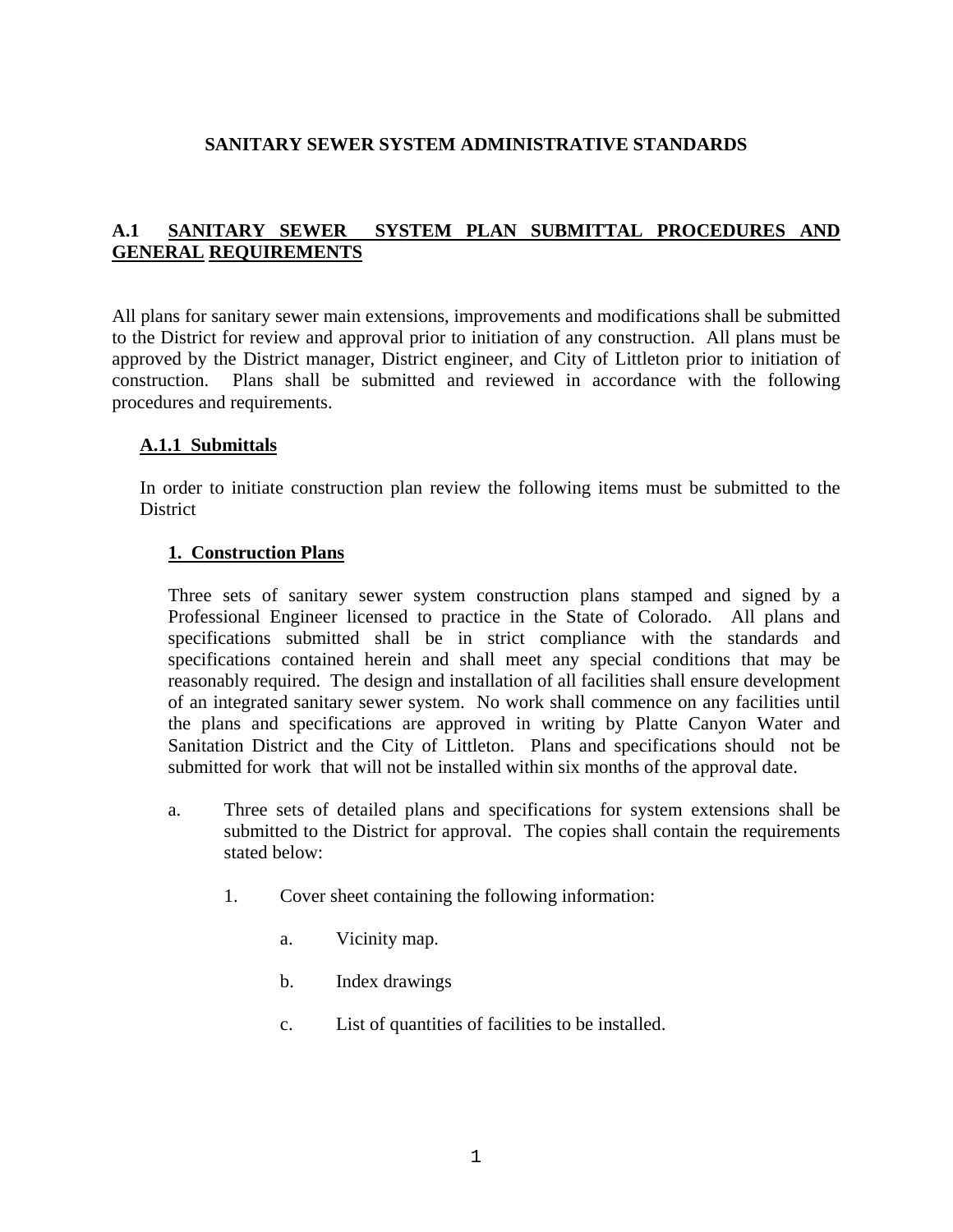# SANITARY SEWER SYSTEM ADMINISTRATIVE STANDARDS

## A.1 SANITARY SEWER SYSTEM PLAN SUBMITTAL PROCEDURES AND GENERAL REQUIREMENTS

All plans for sanitary sewer main extensions, improvements and modifications shall be submitted to the District for review and approval prior to initiation of any construction. All plans must be approved by the District manager, District engineer, and City of Littleton prior to initiation of construction. Plans shall be submitted and reviewed in accordance with the following procedures and requirements.

### A.1.1 Submittals

In order to initiate construction plan review the following items must be submitted to the District

#### 1. Construction Plans

Three sets of sanitary sewer system construction plans stamped and signed by a Professional Engineer licensed to practice in the State of Colorado. All plans and specifications submitted shall be in strict compliance with the standards and specifications contained herein and shall meet any special conditions that may be reasonably required. The design and installation of all facilities shall ensure development of an integrated sanitary sewer system. No work shall commence on any facilities until the plans and specifications are approved in writing by Platte Canyon Water and Sanitation District and the City of Littleton. Plans and specifications should not be submitted for work that will not be installed within six months of the approval date.

a. Three sets of detailed plans and specifications for system extensions shall be submitted to the District for approval. The copies shall contain the requirements stated below:

   1. Cover sheet containing the following information:

      a. Vicinity map.

      b. Index drawings

      c. List of quantities of facilities to be installed.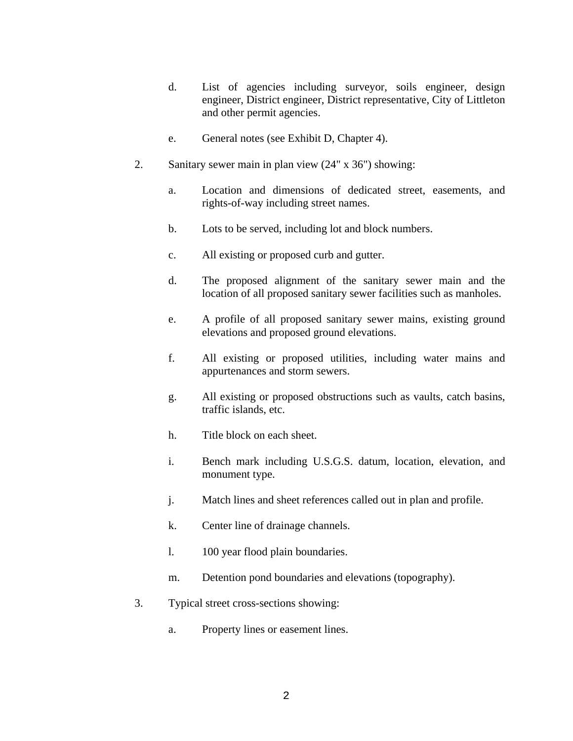d. List of agencies including surveyor, soils engineer, design engineer, District engineer, District representative, City of Littleton and other permit agencies.

   e. General notes (see Exhibit D, Chapter 4).

2. Sanitary sewer main in plan view (24" x 36") showing:

   a. Location and dimensions of dedicated street, easements, and rights-of-way including street names.

   b. Lots to be served, including lot and block numbers.

   c. All existing or proposed curb and gutter.

   d. The proposed alignment of the sanitary sewer main and the location of all proposed sanitary sewer facilities such as manholes.

   e. A profile of all proposed sanitary sewer mains, existing ground elevations and proposed ground elevations.

   f. All existing or proposed utilities, including water mains and appurtenances and storm sewers.

   g. All existing or proposed obstructions such as vaults, catch basins, traffic islands, etc.

   h. Title block on each sheet.

   i. Bench mark including U.S.G.S. datum, location, elevation, and monument type.

   j. Match lines and sheet references called out in plan and profile.

   k. Center line of drainage channels.

   l. 100 year flood plain boundaries.

   m. Detention pond boundaries and elevations (topography).

3. Typical street cross-sections showing:

   a. Property lines or easement lines.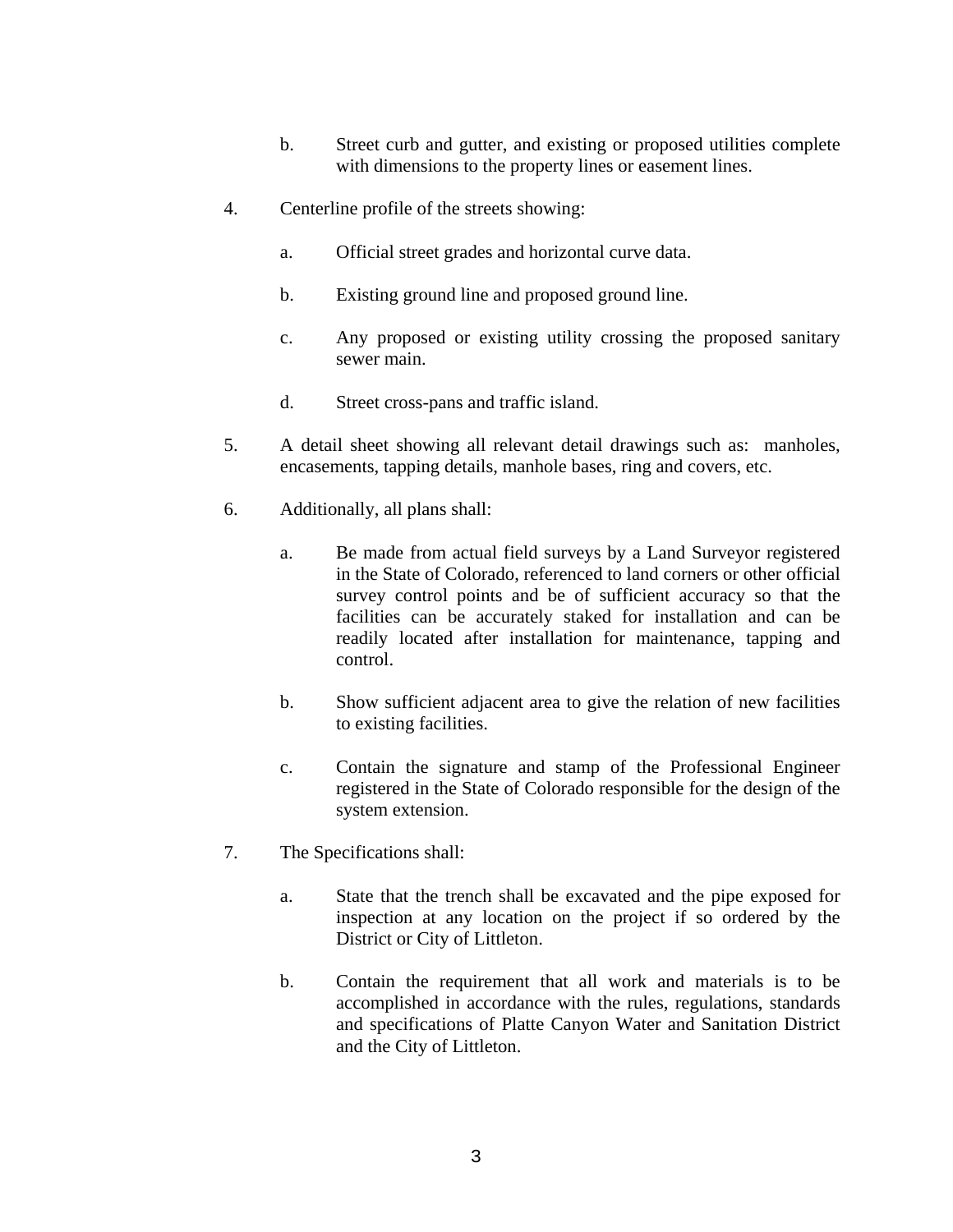b. Street curb and gutter, and existing or proposed utilities complete with dimensions to the property lines or easement lines.

4. Centerline profile of the streets showing:

   a. Official street grades and horizontal curve data.

   b. Existing ground line and proposed ground line.

   c. Any proposed or existing utility crossing the proposed sanitary sewer main.

   d. Street cross-pans and traffic island.

5. A detail sheet showing all relevant detail drawings such as: manholes, encasements, tapping details, manhole bases, ring and covers, etc.

6. Additionally, all plans shall:

   a. Be made from actual field surveys by a Land Surveyor registered in the State of Colorado, referenced to land corners or other official survey control points and be of sufficient accuracy so that the facilities can be accurately staked for installation and can be readily located after installation for maintenance, tapping and control.

   b. Show sufficient adjacent area to give the relation of new facilities to existing facilities.

   c. Contain the signature and stamp of the Professional Engineer registered in the State of Colorado responsible for the design of the system extension.

7. The Specifications shall:

   a. State that the trench shall be excavated and the pipe exposed for inspection at any location on the project if so ordered by the District or City of Littleton.

   b. Contain the requirement that all work and materials is to be accomplished in accordance with the rules, regulations, standards and specifications of Platte Canyon Water and Sanitation District and the City of Littleton.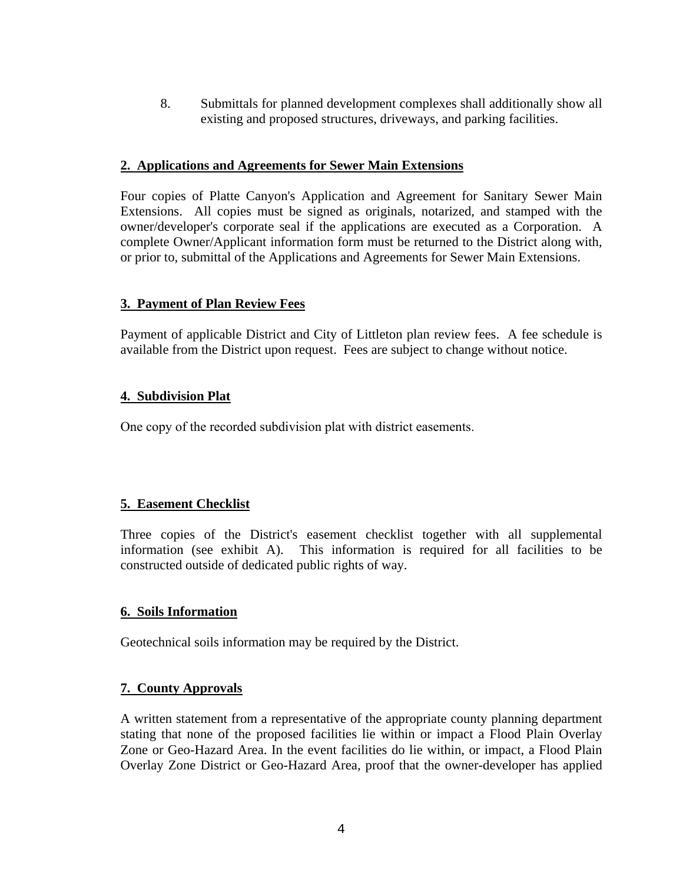8. Submittals for planned development complexes shall additionally show all existing and proposed structures, driveways, and parking facilities.

## **2. Applications and Agreements for Sewer Main Extensions**

Four copies of Platte Canyon's Application and Agreement for Sanitary Sewer Main Extensions. All copies must be signed as originals, notarized, and stamped with the owner/developer's corporate seal if the applications are executed as a Corporation. A complete Owner/Applicant information form must be returned to the District along with, or prior to, submittal of the Applications and Agreements for Sewer Main Extensions.

## **3. Payment of Plan Review Fees**

Payment of applicable District and City of Littleton plan review fees. A fee schedule is available from the District upon request. Fees are subject to change without notice.

## **4. Subdivision Plat**

One copy of the recorded subdivision plat with district easements.

## **5. Easement Checklist**

Three copies of the District's easement checklist together with all supplemental information (see exhibit A). This information is required for all facilities to be constructed outside of dedicated public rights of way.

## **6. Soils Information**

Geotechnical soils information may be required by the District.

## **7. County Approvals**

A written statement from a representative of the appropriate county planning department stating that none of the proposed facilities lie within or impact a Flood Plain Overlay Zone or Geo-Hazard Area. In the event facilities do lie within, or impact, a Flood Plain Overlay Zone District or Geo-Hazard Area, proof that the owner-developer has applied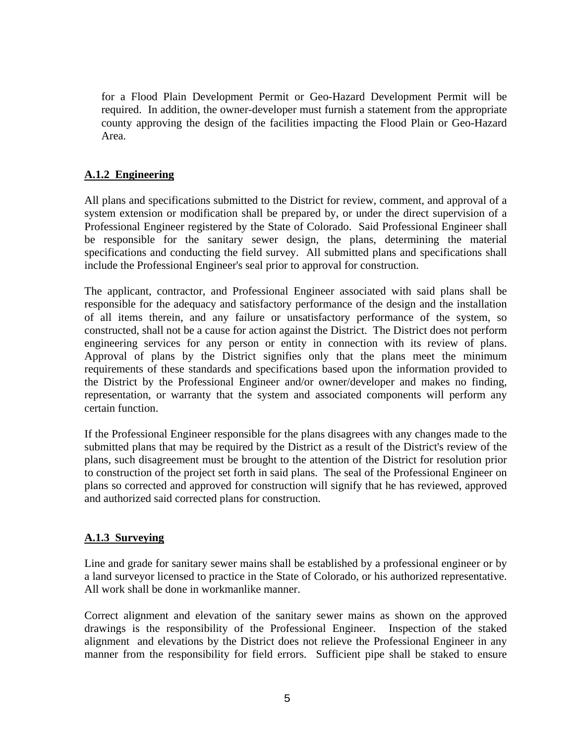for a Flood Plain Development Permit or Geo-Hazard Development Permit will be required. In addition, the owner-developer must furnish a statement from the appropriate county approving the design of the facilities impacting the Flood Plain or Geo-Hazard Area.

### A.1.2 Engineering

All plans and specifications submitted to the District for review, comment, and approval of a system extension or modification shall be prepared by, or under the direct supervision of a Professional Engineer registered by the State of Colorado. Said Professional Engineer shall be responsible for the sanitary sewer design, the plans, determining the material specifications and conducting the field survey. All submitted plans and specifications shall include the Professional Engineer's seal prior to approval for construction.

The applicant, contractor, and Professional Engineer associated with said plans shall be responsible for the adequacy and satisfactory performance of the design and the installation of all items therein, and any failure or unsatisfactory performance of the system, so constructed, shall not be a cause for action against the District. The District does not perform engineering services for any person or entity in connection with its review of plans. Approval of plans by the District signifies only that the plans meet the minimum requirements of these standards and specifications based upon the information provided to the District by the Professional Engineer and/or owner/developer and makes no finding, representation, or warranty that the system and associated components will perform any certain function.

If the Professional Engineer responsible for the plans disagrees with any changes made to the submitted plans that may be required by the District as a result of the District's review of the plans, such disagreement must be brought to the attention of the District for resolution prior to construction of the project set forth in said plans. The seal of the Professional Engineer on plans so corrected and approved for construction will signify that he has reviewed, approved and authorized said corrected plans for construction.

### A.1.3 Surveying

Line and grade for sanitary sewer mains shall be established by a professional engineer or by a land surveyor licensed to practice in the State of Colorado, or his authorized representative. All work shall be done in workmanlike manner.

Correct alignment and elevation of the sanitary sewer mains as shown on the approved drawings is the responsibility of the Professional Engineer. Inspection of the staked alignment and elevations by the District does not relieve the Professional Engineer in any manner from the responsibility for field errors. Sufficient pipe shall be staked to ensure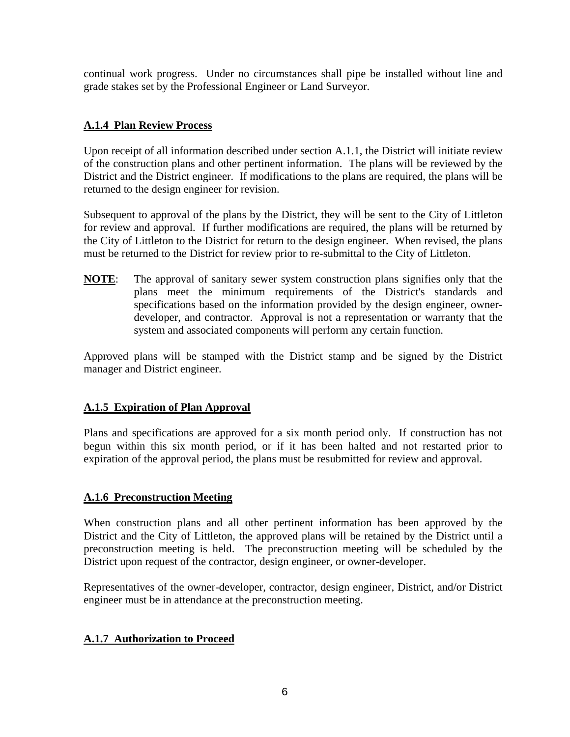continual work progress. Under no circumstances shall pipe be installed without line and grade stakes set by the Professional Engineer or Land Surveyor.

### A.1.4 Plan Review Process

Upon receipt of all information described under section A.1.1, the District will initiate review of the construction plans and other pertinent information. The plans will be reviewed by the District and the District engineer. If modifications to the plans are required, the plans will be returned to the design engineer for revision.

Subsequent to approval of the plans by the District, they will be sent to the City of Littleton for review and approval. If further modifications are required, the plans will be returned by the City of Littleton to the District for return to the design engineer. When revised, the plans must be returned to the District for review prior to re-submittal to the City of Littleton.

**NOTE**: The approval of sanitary sewer system construction plans signifies only that the plans meet the minimum requirements of the District's standards and specifications based on the information provided by the design engineer, owner-developer, and contractor. Approval is not a representation or warranty that the system and associated components will perform any certain function.

Approved plans will be stamped with the District stamp and be signed by the District manager and District engineer.

### A.1.5 Expiration of Plan Approval

Plans and specifications are approved for a six month period only. If construction has not begun within this six month period, or if it has been halted and not restarted prior to expiration of the approval period, the plans must be resubmitted for review and approval.

### A.1.6 Preconstruction Meeting

When construction plans and all other pertinent information has been approved by the District and the City of Littleton, the approved plans will be retained by the District until a preconstruction meeting is held. The preconstruction meeting will be scheduled by the District upon request of the contractor, design engineer, or owner-developer.

Representatives of the owner-developer, contractor, design engineer, District, and/or District engineer must be in attendance at the preconstruction meeting.

### A.1.7 Authorization to Proceed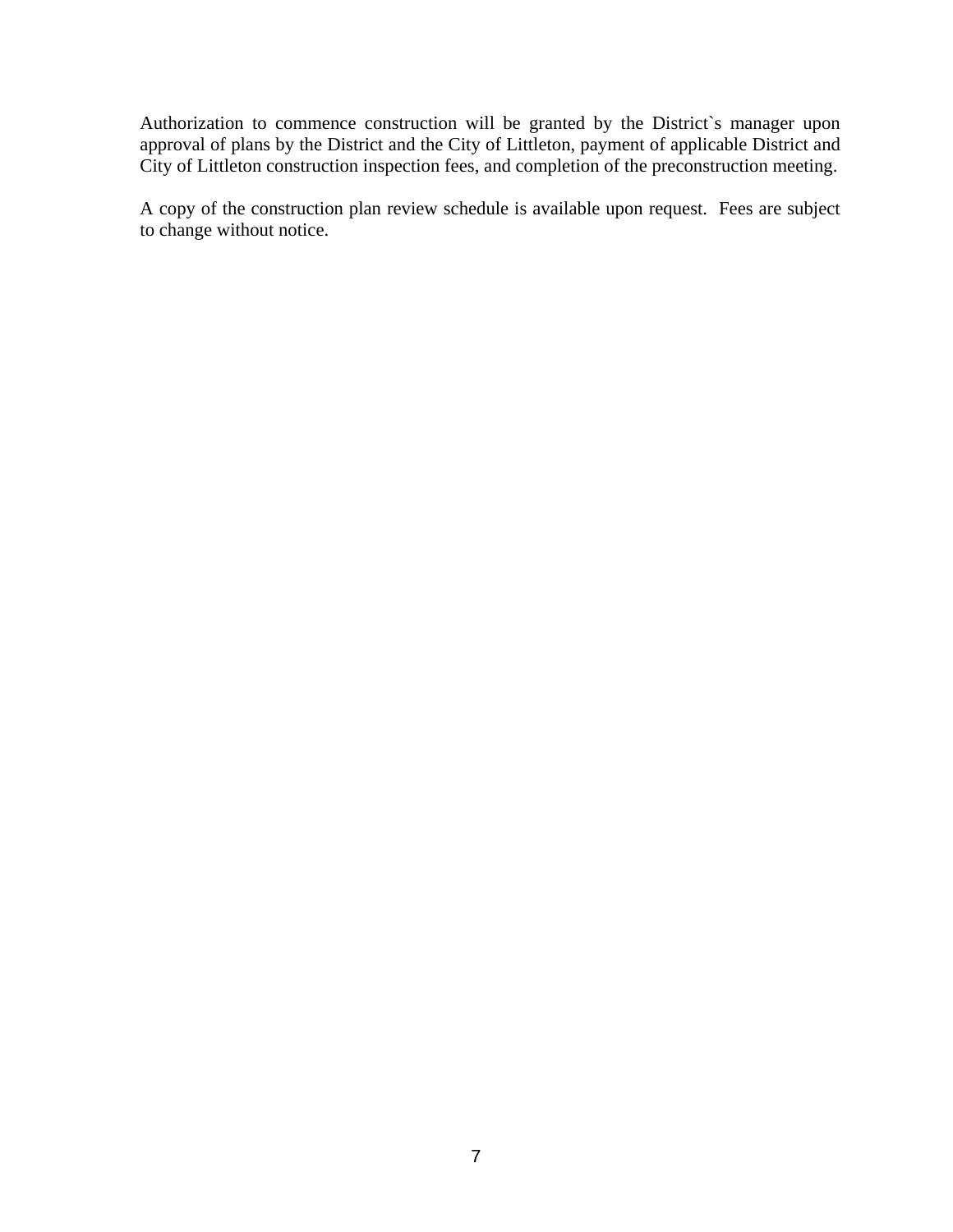Authorization to commence construction will be granted by the District`s manager upon approval of plans by the District and the City of Littleton, payment of applicable District and City of Littleton construction inspection fees, and completion of the preconstruction meeting.

A copy of the construction plan review schedule is available upon request. Fees are subject to change without notice.